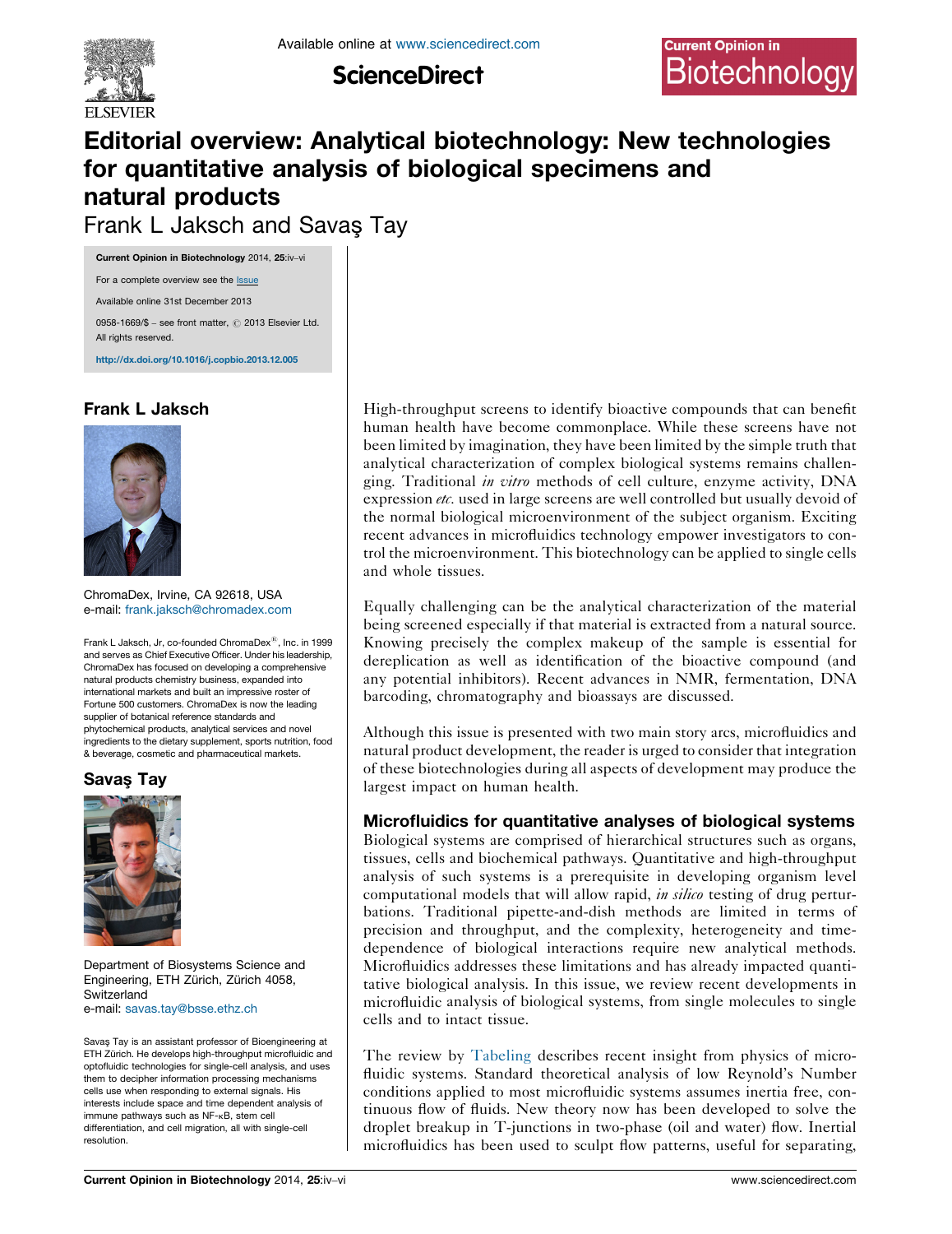# Editorial overview: Analytical biotechnology: New technologies for quantitative analysis of biological specimens and natural products

Frank L Jaksch and Savaş Tay

Available online 31st December 2013

0958-1669/$ – see front matter, © 2013 Elsevier Ltd. All rights reserved.

http://dx.doi.org/10.1016/j.copbio.2013.12.005

For a complete overview see the Issue

## Frank L Jaksch

ChromaDex, Irvine, CA 92618, USA
e-mail: frank.jaksch@chromadex.com

Frank L Jaksch, Jr, co-founded ChromaDex®, Inc. in 1999 and serves as Chief Executive Officer. Under his leadership, ChromaDex has focused on developing a comprehensive natural products chemistry business, expanded into international markets and built an impressive roster of Fortune 500 customers. ChromaDex is now the leading supplier of botanical reference standards and phytochemical products, analytical services and novel ingredients to the dietary supplement, sports nutrition, food & beverage, cosmetic and pharmaceutical markets.

## Savaş Tay

Department of Biosystems Science and Engineering, ETH Zürich, Zürich 4058, Switzerland
e-mail: savas.tay@bsse.ethz.ch

Savaş Tay is an assistant professor of Bioengineering at ETH Zürich. He develops high-throughput microfluidic and optofluidic technologies for single-cell analysis, and uses them to decipher information processing mechanisms cells use when responding to external signals. His interests include space and time dependent analysis of immune pathways such as NF-κB, stem cell differentiation, and cell migration, all with single-cell resolution.

High-throughput screens to identify bioactive compounds that can benefit human health have become commonplace. While these screens have not been limited by imagination, they have been limited by the simple truth that analytical characterization of complex biological systems remains challenging. Traditional *in vitro* methods of cell culture, enzyme activity, DNA expression *etc.* used in large screens are well controlled but usually devoid of the normal biological microenvironment of the subject organism. Exciting recent advances in microfluidics technology empower investigators to control the microenvironment. This biotechnology can be applied to single cells and whole tissues.

Equally challenging can be the analytical characterization of the material being screened especially if that material is extracted from a natural source. Knowing precisely the complex makeup of the sample is essential for dereplication as well as identification of the bioactive compound (and any potential inhibitors). Recent advances in NMR, fermentation, DNA barcoding, chromatography and bioassays are discussed.

Although this issue is presented with two main story arcs, microfluidics and natural product development, the reader is urged to consider that integration of these biotechnologies during all aspects of development may produce the largest impact on human health.

## Microfluidics for quantitative analyses of biological systems

Biological systems are comprised of hierarchical structures such as organs, tissues, cells and biochemical pathways. Quantitative and high-throughput analysis of such systems is a prerequisite in developing organism level computational models that will allow rapid, *in silico* testing of drug perturbations. Traditional pipette-and-dish methods are limited in terms of precision and throughput, and the complexity, heterogeneity and time-dependence of biological interactions require new analytical methods. Microfluidics addresses these limitations and has already impacted quantitative biological analysis. In this issue, we review recent developments in microfluidic analysis of biological systems, from single molecules to single cells and to intact tissue.

The review by Tabeling describes recent insight from physics of microfluidic systems. Standard theoretical analysis of low Reynold's Number conditions applied to most microfluidic systems assumes inertia free, continuous flow of fluids. New theory now has been developed to solve the droplet breakup in T-junctions in two-phase (oil and water) flow. Inertial microfluidics has been used to sculpt flow patterns, useful for separating,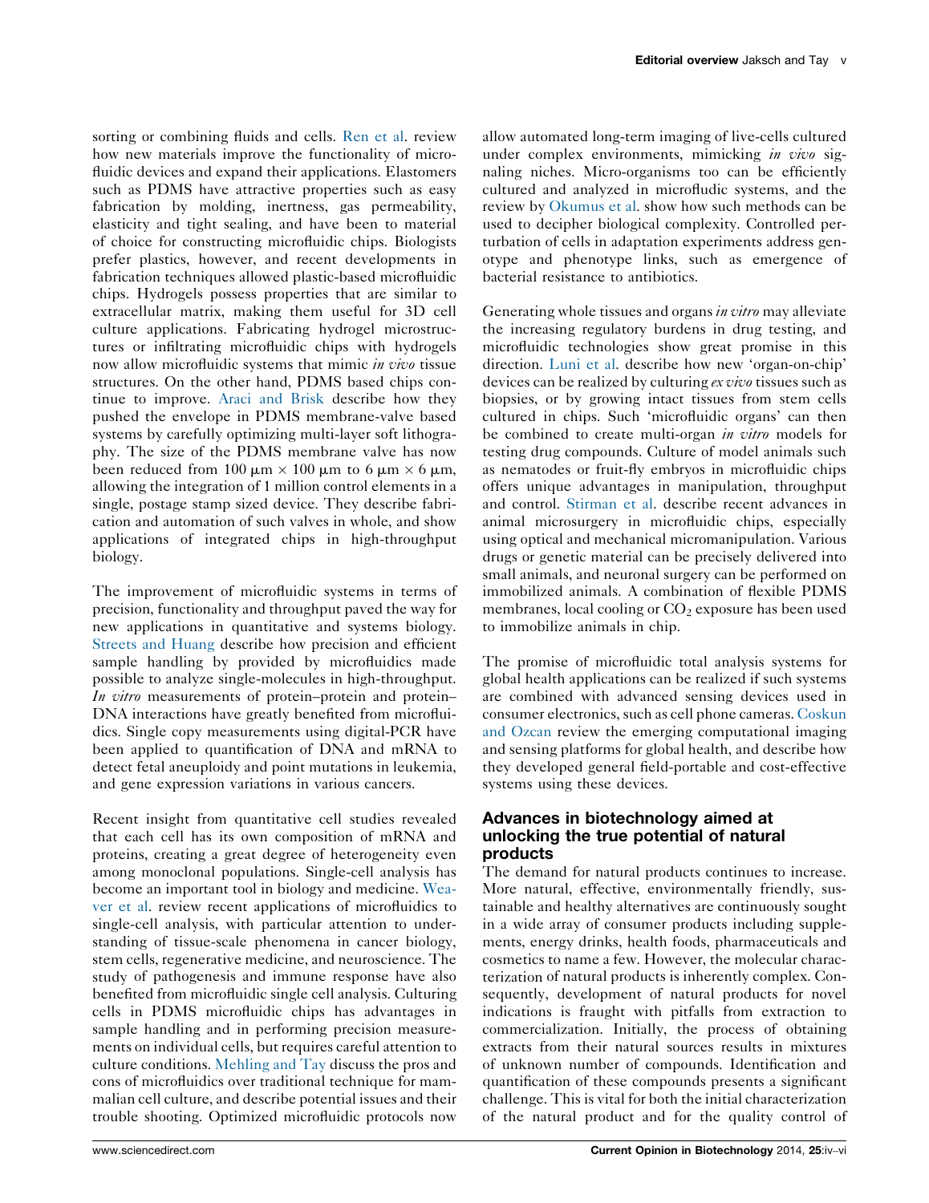sorting or combining fluids and cells. Ren et al. review how new materials improve the functionality of microfluidic devices and expand their applications. Elastomers such as PDMS have attractive properties such as easy fabrication by molding, inertness, gas permeability, elasticity and tight sealing, and have been to material of choice for constructing microfluidic chips. Biologists prefer plastics, however, and recent developments in fabrication techniques allowed plastic-based microfluidic chips. Hydrogels possess properties that are similar to extracellular matrix, making them useful for 3D cell culture applications. Fabricating hydrogel microstructures or infiltrating microfluidic chips with hydrogels now allow microfluidic systems that mimic *in vivo* tissue structures. On the other hand, PDMS based chips continue to improve. Araci and Brisk describe how they pushed the envelope in PDMS membrane-valve based systems by carefully optimizing multi-layer soft lithography. The size of the PDMS membrane valve has now been reduced from $100\ \mu m \times 100\ \mu m$ to $6\ \mu m \times 6\ \mu m$, allowing the integration of 1 million control elements in a single, postage stamp sized device. They describe fabrication and automation of such valves in whole, and show applications of integrated chips in high-throughput biology.

The improvement of microfluidic systems in terms of precision, functionality and throughput paved the way for new applications in quantitative and systems biology. Streets and Huang describe how precision and efficient sample handling by provided by microfluidics made possible to analyze single-molecules in high-throughput. *In vitro* measurements of protein–protein and protein–DNA interactions have greatly benefited from microfluidics. Single copy measurements using digital-PCR have been applied to quantification of DNA and mRNA to detect fetal aneuploidy and point mutations in leukemia, and gene expression variations in various cancers.

Recent insight from quantitative cell studies revealed that each cell has its own composition of mRNA and proteins, creating a great degree of heterogeneity even among monoclonal populations. Single-cell analysis has become an important tool in biology and medicine. Weaver et al. review recent applications of microfluidics to single-cell analysis, with particular attention to understanding of tissue-scale phenomena in cancer biology, stem cells, regenerative medicine, and neuroscience. The study of pathogenesis and immune response have also benefited from microfluidic single cell analysis. Culturing cells in PDMS microfluidic chips has advantages in sample handling and in performing precision measurements on individual cells, but requires careful attention to culture conditions. Mehling and Tay discuss the pros and cons of microfluidics over traditional technique for mammalian cell culture, and describe potential issues and their trouble shooting. Optimized microfluidic protocols now allow automated long-term imaging of live-cells cultured under complex environments, mimicking *in vivo* signaling niches. Micro-organisms too can be efficiently cultured and analyzed in microfludic systems, and the review by Okumus et al. show how such methods can be used to decipher biological complexity. Controlled perturbation of cells in adaptation experiments address genotype and phenotype links, such as emergence of bacterial resistance to antibiotics.

Generating whole tissues and organs *in vitro* may alleviate the increasing regulatory burdens in drug testing, and microfluidic technologies show great promise in this direction. Luni et al. describe how new 'organ-on-chip' devices can be realized by culturing *ex vivo* tissues such as biopsies, or by growing intact tissues from stem cells cultured in chips. Such 'microfluidic organs' can then be combined to create multi-organ *in vitro* models for testing drug compounds. Culture of model animals such as nematodes or fruit-fly embryos in microfluidic chips offers unique advantages in manipulation, throughput and control. Stirman et al. describe recent advances in animal microsurgery in microfluidic chips, especially using optical and mechanical micromanipulation. Various drugs or genetic material can be precisely delivered into small animals, and neuronal surgery can be performed on immobilized animals. A combination of flexible PDMS membranes, local cooling or $CO_2$ exposure has been used to immobilize animals in chip.

The promise of microfluidic total analysis systems for global health applications can be realized if such systems are combined with advanced sensing devices used in consumer electronics, such as cell phone cameras. Coskun and Ozcan review the emerging computational imaging and sensing platforms for global health, and describe how they developed general field-portable and cost-effective systems using these devices.

## Advances in biotechnology aimed at unlocking the true potential of natural products

The demand for natural products continues to increase. More natural, effective, environmentally friendly, sustainable and healthy alternatives are continuously sought in a wide array of consumer products including supplements, energy drinks, health foods, pharmaceuticals and cosmetics to name a few. However, the molecular characterization of natural products is inherently complex. Consequently, development of natural products for novel indications is fraught with pitfalls from extraction to commercialization. Initially, the process of obtaining extracts from their natural sources results in mixtures of unknown number of compounds. Identification and quantification of these compounds presents a significant challenge. This is vital for both the initial characterization of the natural product and for the quality control of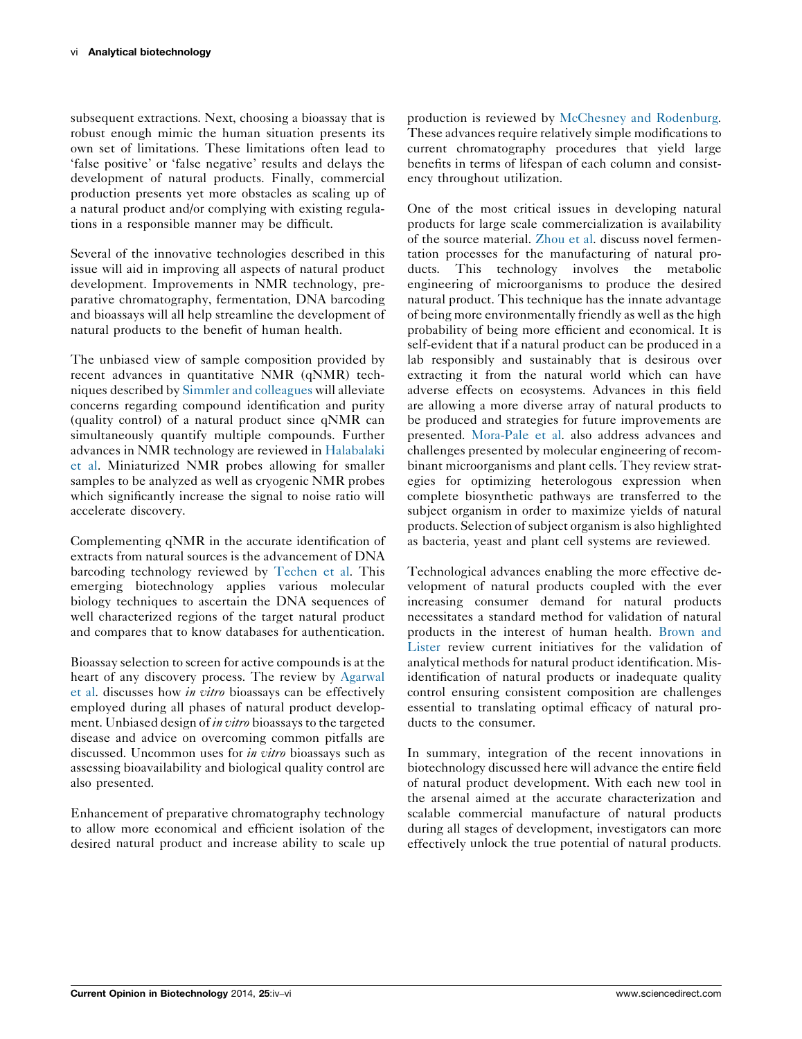subsequent extractions. Next, choosing a bioassay that is robust enough mimic the human situation presents its own set of limitations. These limitations often lead to 'false positive' or 'false negative' results and delays the development of natural products. Finally, commercial production presents yet more obstacles as scaling up of a natural product and/or complying with existing regulations in a responsible manner may be difficult.

Several of the innovative technologies described in this issue will aid in improving all aspects of natural product development. Improvements in NMR technology, preparative chromatography, fermentation, DNA barcoding and bioassays will all help streamline the development of natural products to the benefit of human health.

The unbiased view of sample composition provided by recent advances in quantitative NMR (qNMR) techniques described by Simmler and colleagues will alleviate concerns regarding compound identification and purity (quality control) of a natural product since qNMR can simultaneously quantify multiple compounds. Further advances in NMR technology are reviewed in Halabalaki et al. Miniaturized NMR probes allowing for smaller samples to be analyzed as well as cryogenic NMR probes which significantly increase the signal to noise ratio will accelerate discovery.

Complementing qNMR in the accurate identification of extracts from natural sources is the advancement of DNA barcoding technology reviewed by Techen et al. This emerging biotechnology applies various molecular biology techniques to ascertain the DNA sequences of well characterized regions of the target natural product and compares that to know databases for authentication.

Bioassay selection to screen for active compounds is at the heart of any discovery process. The review by Agarwal et al. discusses how *in vitro* bioassays can be effectively employed during all phases of natural product development. Unbiased design of *in vitro* bioassays to the targeted disease and advice on overcoming common pitfalls are discussed. Uncommon uses for *in vitro* bioassays such as assessing bioavailability and biological quality control are also presented.

Enhancement of preparative chromatography technology to allow more economical and efficient isolation of the desired natural product and increase ability to scale up production is reviewed by McChesney and Rodenburg. These advances require relatively simple modifications to current chromatography procedures that yield large benefits in terms of lifespan of each column and consistency throughout utilization.

One of the most critical issues in developing natural products for large scale commercialization is availability of the source material. Zhou et al. discuss novel fermentation processes for the manufacturing of natural products. This technology involves the metabolic engineering of microorganisms to produce the desired natural product. This technique has the innate advantage of being more environmentally friendly as well as the high probability of being more efficient and economical. It is self-evident that if a natural product can be produced in a lab responsibly and sustainably that is desirous over extracting it from the natural world which can have adverse effects on ecosystems. Advances in this field are allowing a more diverse array of natural products to be produced and strategies for future improvements are presented. Mora-Pale et al. also address advances and challenges presented by molecular engineering of recombinant microorganisms and plant cells. They review strategies for optimizing heterologous expression when complete biosynthetic pathways are transferred to the subject organism in order to maximize yields of natural products. Selection of subject organism is also highlighted as bacteria, yeast and plant cell systems are reviewed.

Technological advances enabling the more effective development of natural products coupled with the ever increasing consumer demand for natural products necessitates a standard method for validation of natural products in the interest of human health. Brown and Lister review current initiatives for the validation of analytical methods for natural product identification. Misidentification of natural products or inadequate quality control ensuring consistent composition are challenges essential to translating optimal efficacy of natural products to the consumer.

In summary, integration of the recent innovations in biotechnology discussed here will advance the entire field of natural product development. With each new tool in the arsenal aimed at the accurate characterization and scalable commercial manufacture of natural products during all stages of development, investigators can more effectively unlock the true potential of natural products.